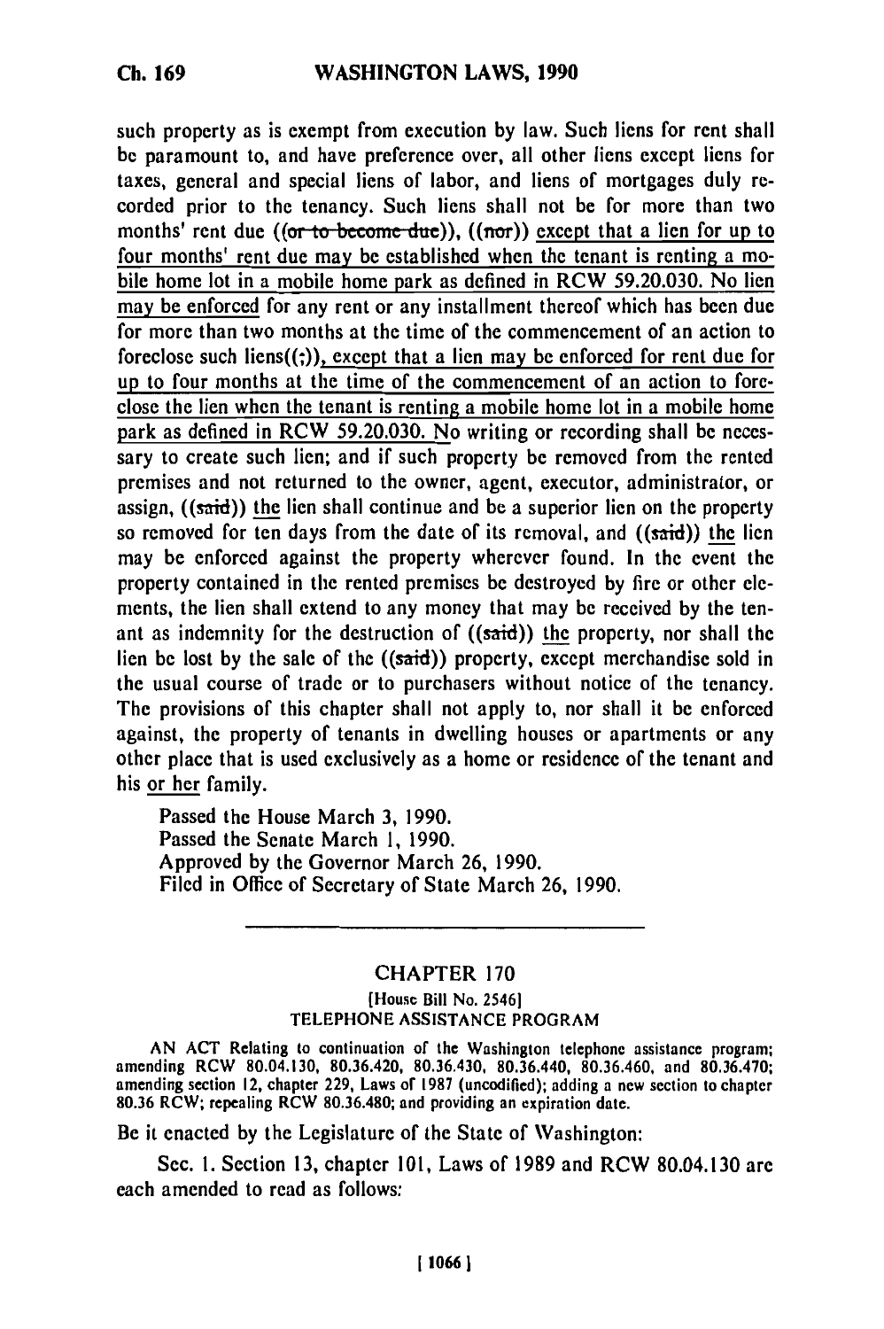such property as is exempt from execution by law. Such liens for rent shall be paramount to, and have preference over, all other liens except liens for taxes, general and special liens of labor, and liens of mortgages duly recorded prior to the tenancy. Such liens shall not be for more than two months' rent due ((~~or to become due~~)), ((~~nor~~)) except that a lien for up to four months' rent due may be established when the tenant is renting a mobile home lot in a mobile home park as defined in RCW 59.20.030. No lien may be enforced for any rent or any installment thereof which has been due for more than two months at the time of the commencement of an action to foreclose such liens((~~;~~)), except that a lien may be enforced for rent due for up to four months at the time of the commencement of an action to foreclose the lien when the tenant is renting a mobile home lot in a mobile home park as defined in RCW 59.20.030. No writing or recording shall be necessary to create such lien; and if such property be removed from the rented premises and not returned to the owner, agent, executor, administrator, or assign, ((~~said~~)) the lien shall continue and be a superior lien on the property so removed for ten days from the date of its removal, and ((~~said~~)) the lien may be enforced against the property wherever found. In the event the property contained in the rented premises be destroyed by fire or other elements, the lien shall extend to any money that may be received by the tenant as indemnity for the destruction of ((~~said~~)) the property, nor shall the lien be lost by the sale of the ((~~said~~)) property, except merchandise sold in the usual course of trade or to purchasers without notice of the tenancy. The provisions of this chapter shall not apply to, nor shall it be enforced against, the property of tenants in dwelling houses or apartments or any other place that is used exclusively as a home or residence of the tenant and his or her family.

Passed the House March 3, 1990.
Passed the Senate March 1, 1990.
Approved by the Governor March 26, 1990.
Filed in Office of Secretary of State March 26, 1990.

---

## CHAPTER 170

[House Bill No. 2546]

### TELEPHONE ASSISTANCE PROGRAM

AN ACT Relating to continuation of the Washington telephone assistance program; amending RCW 80.04.130, 80.36.420, 80.36.430, 80.36.440, 80.36.460, and 80.36.470; amending section 12, chapter 229, Laws of 1987 (uncodified); adding a new section to chapter 80.36 RCW; repealing RCW 80.36.480; and providing an expiration date.

Be it enacted by the Legislature of the State of Washington:

Sec. 1. Section 13, chapter 101, Laws of 1989 and RCW 80.04.130 are each amended to read as follows: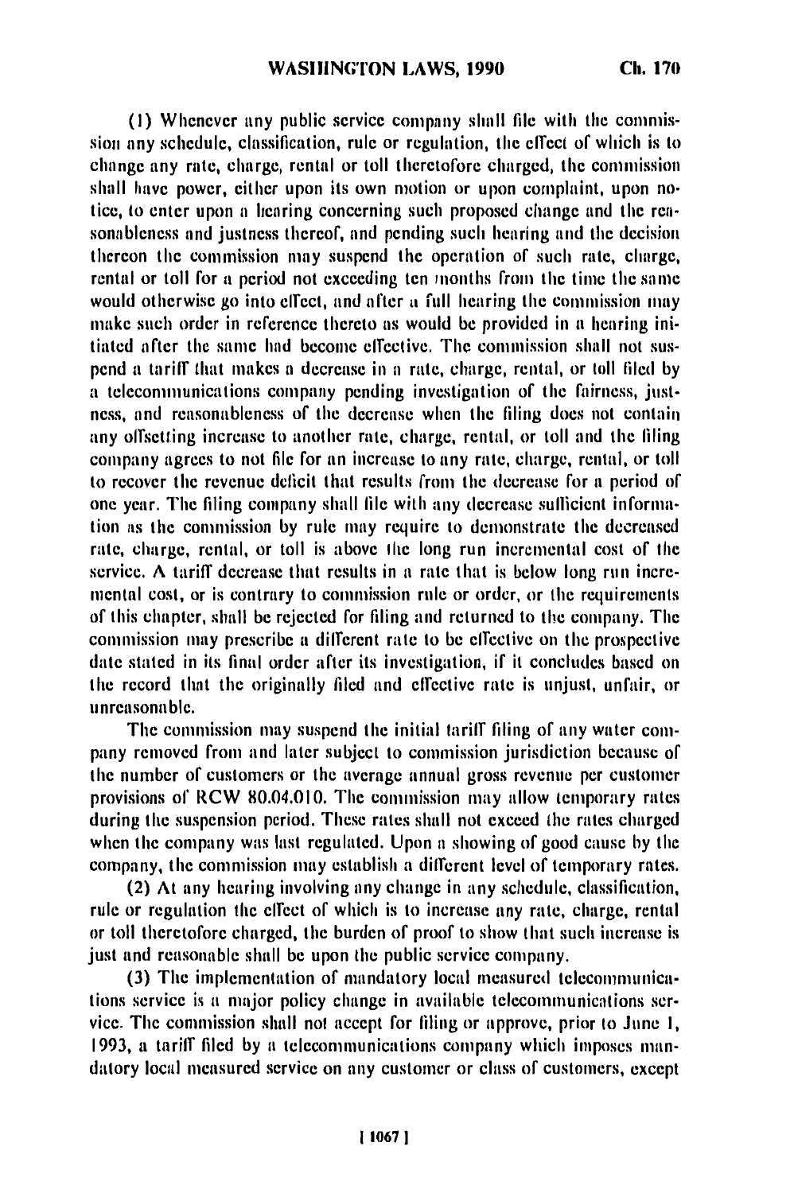(1) Whenever any public service company shall file with the commission any schedule, classification, rule or regulation, the effect of which is to change any rate, charge, rental or toll theretofore charged, the commission shall have power, either upon its own motion or upon complaint, upon notice, to enter upon a hearing concerning such proposed change and the reasonableness and justness thereof, and pending such hearing and the decision thereon the commission may suspend the operation of such rate, charge, rental or toll for a period not exceeding ten months from the time the same would otherwise go into effect, and after a full hearing the commission may make such order in reference thereto as would be provided in a hearing initiated after the same had become effective. The commission shall not suspend a tariff that makes a decrease in a rate, charge, rental, or toll filed by a telecommunications company pending investigation of the fairness, justness, and reasonableness of the decrease when the filing does not contain any offsetting increase to another rate, charge, rental, or toll and the filing company agrees to not file for an increase to any rate, charge, rental, or toll to recover the revenue deficit that results from the decrease for a period of one year. The filing company shall file with any decrease sufficient information as the commission by rule may require to demonstrate the decreased rate, charge, rental, or toll is above the long run incremental cost of the service. A tariff decrease that results in a rate that is below long run incremental cost, or is contrary to commission rule or order, or the requirements of this chapter, shall be rejected for filing and returned to the company. The commission may prescribe a different rate to be effective on the prospective date stated in its final order after its investigation, if it concludes based on the record that the originally filed and effective rate is unjust, unfair, or unreasonable.

The commission may suspend the initial tariff filing of any water company removed from and later subject to commission jurisdiction because of the number of customers or the average annual gross revenue per customer provisions of RCW 80.04.010. The commission may allow temporary rates during the suspension period. These rates shall not exceed the rates charged when the company was last regulated. Upon a showing of good cause by the company, the commission may establish a different level of temporary rates.

(2) At any hearing involving any change in any schedule, classification, rule or regulation the effect of which is to increase any rate, charge, rental or toll theretofore charged, the burden of proof to show that such increase is just and reasonable shall be upon the public service company.

(3) The implementation of mandatory local measured telecommunications service is a major policy change in available telecommunications service. The commission shall not accept for filing or approve, prior to June 1, 1993, a tariff filed by a telecommunications company which imposes mandatory local measured service on any customer or class of customers, except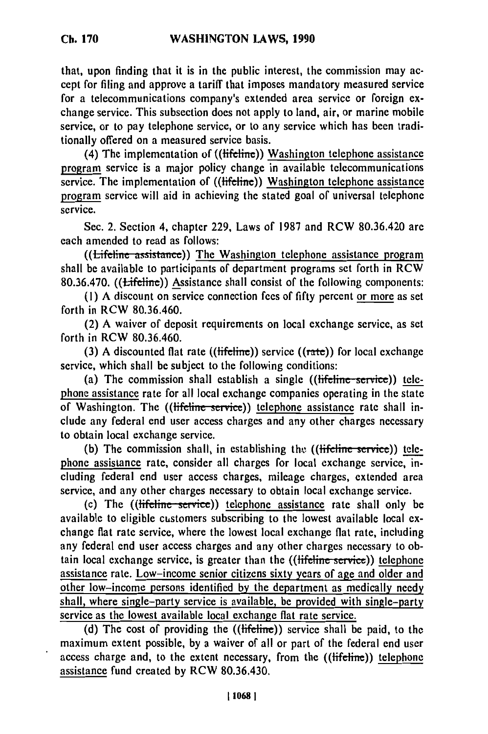that, upon finding that it is in the public interest, the commission may accept for filing and approve a tariff that imposes mandatory measured service for a telecommunications company's extended area service or foreign exchange service. This subsection does not apply to land, air, or marine mobile service, or to pay telephone service, or to any service which has been traditionally offered on a measured service basis.

(4) The implementation of ((~~lifeline~~)) Washington telephone assistance program service is a major policy change in available telecommunications service. The implementation of ((~~lifeline~~)) Washington telephone assistance program service will aid in achieving the stated goal of universal telephone service.

Sec. 2. Section 4, chapter 229, Laws of 1987 and RCW 80.36.420 are each amended to read as follows:

((~~Lifeline assistance~~)) The Washington telephone assistance program shall be available to participants of department programs set forth in RCW 80.36.470. ((~~Lifeline~~)) Assistance shall consist of the following components:

(1) A discount on service connection fees of fifty percent or more as set forth in RCW 80.36.460.

(2) A waiver of deposit requirements on local exchange service, as set forth in RCW 80.36.460.

(3) A discounted flat rate ((~~lifeline~~)) service ((~~rate~~)) for local exchange service, which shall be subject to the following conditions:

(a) The commission shall establish a single ((~~lifeline service~~)) telephone assistance rate for all local exchange companies operating in the state of Washington. The ((~~lifeline service~~)) telephone assistance rate shall include any federal end user access charges and any other charges necessary to obtain local exchange service.

(b) The commission shall, in establishing the ((~~lifeline service~~)) telephone assistance rate, consider all charges for local exchange service, including federal end user access charges, mileage charges, extended area service, and any other charges necessary to obtain local exchange service.

(c) The ((~~lifeline service~~)) telephone assistance rate shall only be available to eligible customers subscribing to the lowest available local exchange flat rate service, where the lowest local exchange flat rate, including any federal end user access charges and any other charges necessary to obtain local exchange service, is greater than the ((~~lifeline service~~)) telephone assistance rate. Low-income senior citizens sixty years of age and older and other low-income persons identified by the department as medically needy shall, where single-party service is available, be provided with single-party service as the lowest available local exchange flat rate service.

(d) The cost of providing the ((~~lifeline~~)) service shall be paid, to the maximum extent possible, by a waiver of all or part of the federal end user access charge and, to the extent necessary, from the ((~~lifeline~~)) telephone assistance fund created by RCW 80.36.430.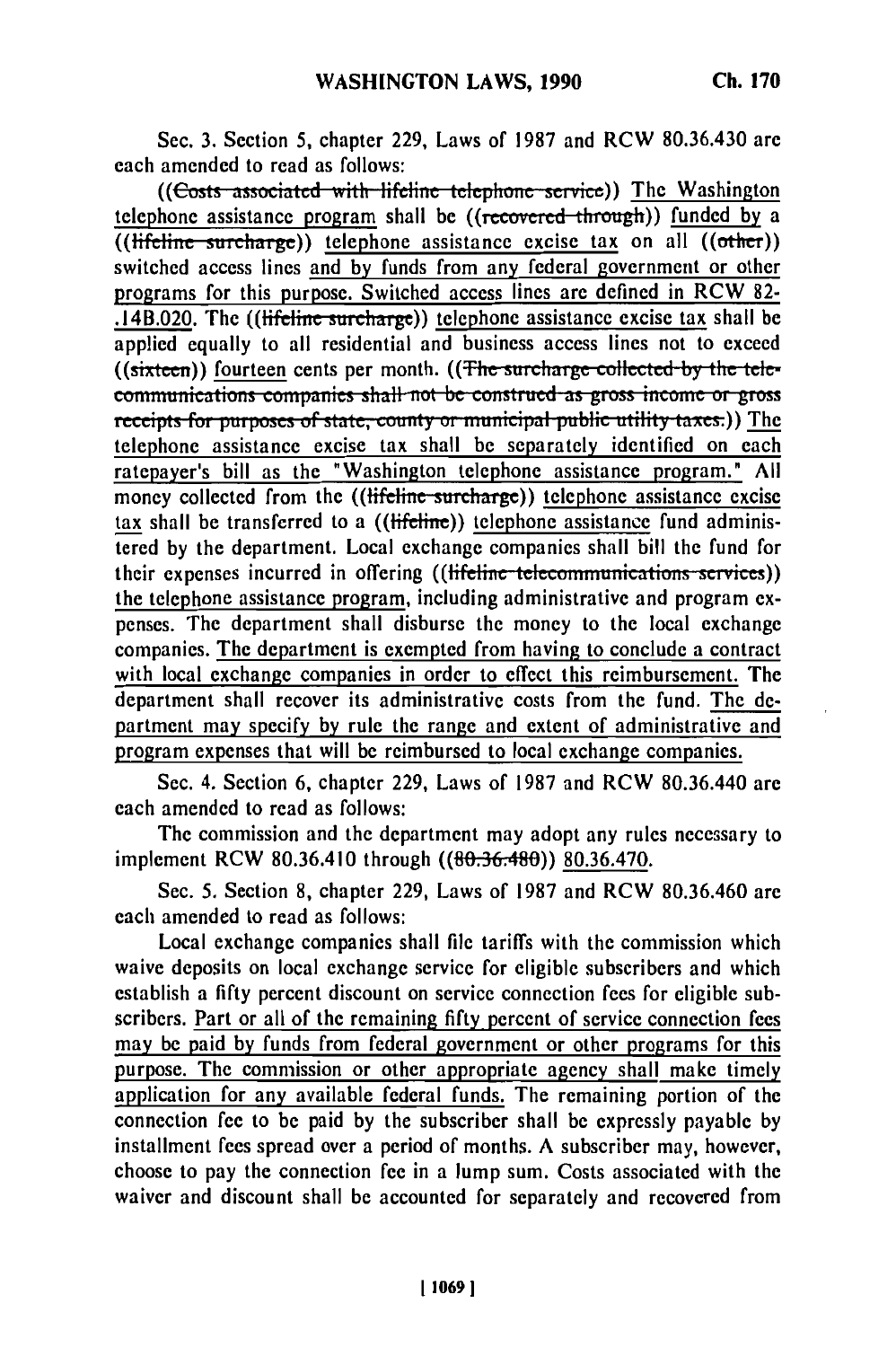Sec. 3. Section 5, chapter 229, Laws of 1987 and RCW 80.36.430 are each amended to read as follows:

((~~Costs associated with lifeline telephone service~~)) The Washington telephone assistance program shall be ((~~recovered through~~)) funded by a ((~~lifeline surcharge~~)) telephone assistance excise tax on all ((~~other~~)) switched access lines and by funds from any federal government or other programs for this purpose. Switched access lines are defined in RCW 82-.14B.020. The ((~~lifeline surcharge~~)) telephone assistance excise tax shall be applied equally to all residential and business access lines not to exceed ((~~sixteen~~)) fourteen cents per month. ((~~The surcharge collected by the telecommunications companies shall not be construed as gross income or gross receipts for purposes of state, county or municipal public utility taxes.~~)) The telephone assistance excise tax shall be separately identified on each ratepayer's bill as the "Washington telephone assistance program." All money collected from the ((~~lifeline surcharge~~)) telephone assistance excise tax shall be transferred to a ((~~lifeline~~)) telephone assistance fund administered by the department. Local exchange companies shall bill the fund for their expenses incurred in offering ((~~lifeline telecommunications services~~)) the telephone assistance program, including administrative and program expenses. The department shall disburse the money to the local exchange companies. The department is exempted from having to conclude a contract with local exchange companies in order to effect this reimbursement. The department shall recover its administrative costs from the fund. The department may specify by rule the range and extent of administrative and program expenses that will be reimbursed to local exchange companies.

Sec. 4. Section 6, chapter 229, Laws of 1987 and RCW 80.36.440 are each amended to read as follows:

The commission and the department may adopt any rules necessary to implement RCW 80.36.410 through ((~~80.36.480~~)) 80.36.470.

Sec. 5. Section 8, chapter 229, Laws of 1987 and RCW 80.36.460 are each amended to read as follows:

Local exchange companies shall file tariffs with the commission which waive deposits on local exchange service for eligible subscribers and which establish a fifty percent discount on service connection fees for eligible subscribers. Part or all of the remaining fifty percent of service connection fees may be paid by funds from federal government or other programs for this purpose. The commission or other appropriate agency shall make timely application for any available federal funds. The remaining portion of the connection fee to be paid by the subscriber shall be expressly payable by installment fees spread over a period of months. A subscriber may, however, choose to pay the connection fee in a lump sum. Costs associated with the waiver and discount shall be accounted for separately and recovered from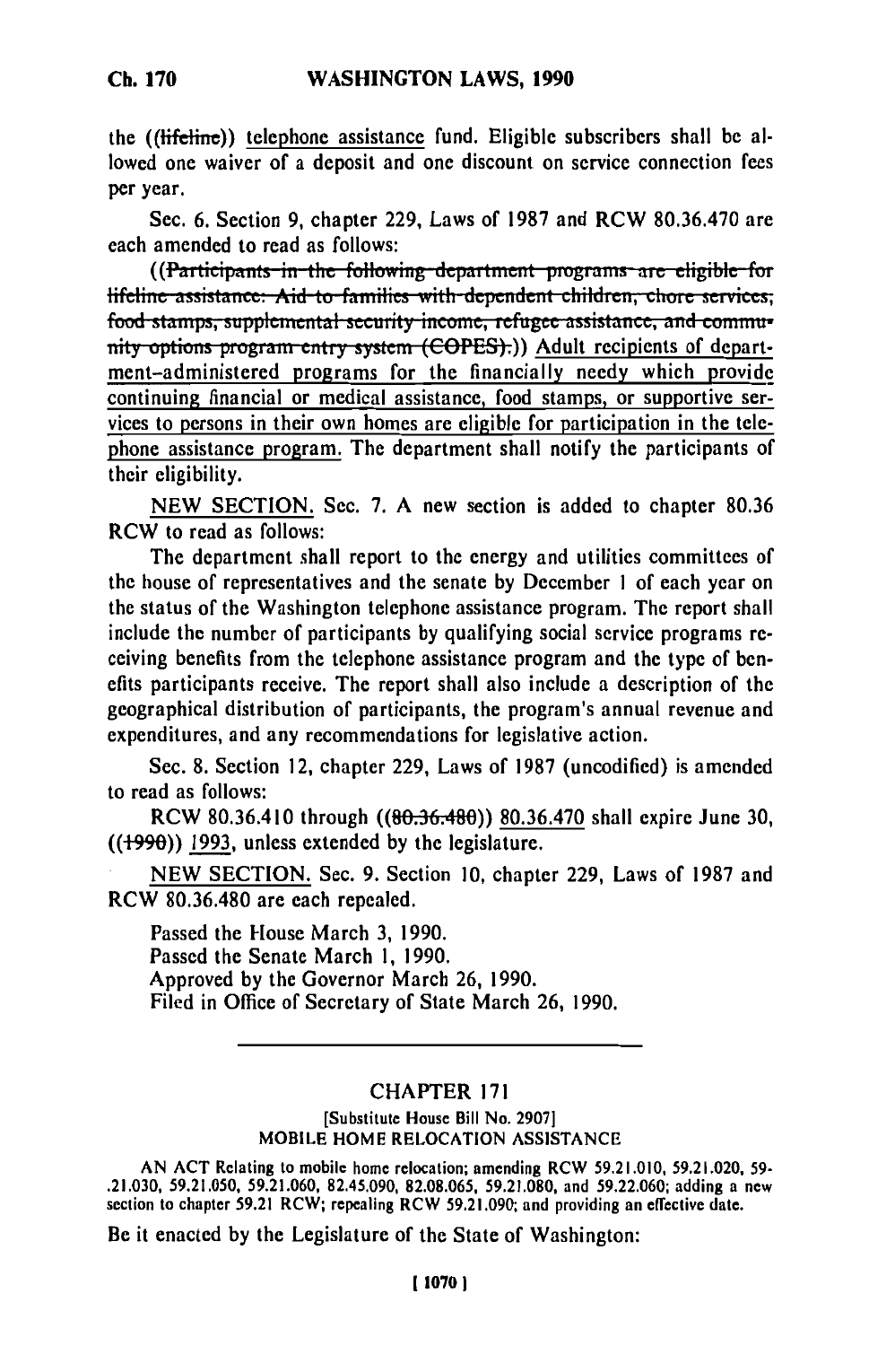the ((lifeline)) telephone assistance fund. Eligible subscribers shall be allowed one waiver of a deposit and one discount on service connection fees per year.

Sec. 6. Section 9, chapter 229, Laws of 1987 and RCW 80.36.470 are each amended to read as follows:

((~~Participants in the following department programs are eligible for lifeline assistance: Aid to families with dependent children, chore services, food stamps, supplemental security income, refugee assistance, and community options program entry system (COPES).~~)) Adult recipients of department-administered programs for the financially needy which provide continuing financial or medical assistance, food stamps, or supportive services to persons in their own homes are eligible for participation in the telephone assistance program. The department shall notify the participants of their eligibility.

NEW SECTION. Sec. 7. A new section is added to chapter 80.36 RCW to read as follows:

The department shall report to the energy and utilities committees of the house of representatives and the senate by December 1 of each year on the status of the Washington telephone assistance program. The report shall include the number of participants by qualifying social service programs receiving benefits from the telephone assistance program and the type of benefits participants receive. The report shall also include a description of the geographical distribution of participants, the program's annual revenue and expenditures, and any recommendations for legislative action.

Sec. 8. Section 12, chapter 229, Laws of 1987 (uncodified) is amended to read as follows:

RCW 80.36.410 through ((~~80.36.480~~)) 80.36.470 shall expire June 30, ((~~1990~~)) 1993, unless extended by the legislature.

NEW SECTION. Sec. 9. Section 10, chapter 229, Laws of 1987 and RCW 80.36.480 are each repealed.

Passed the House March 3, 1990.
Passed the Senate March 1, 1990.
Approved by the Governor March 26, 1990.
Filed in Office of Secretary of State March 26, 1990.

---

## CHAPTER 171

[Substitute House Bill No. 2907]
MOBILE HOME RELOCATION ASSISTANCE

AN ACT Relating to mobile home relocation; amending RCW 59.21.010, 59.21.020, 59.21.030, 59.21.050, 59.21.060, 82.45.090, 82.08.065, 59.21.080, and 59.22.060; adding a new section to chapter 59.21 RCW; repealing RCW 59.21.090; and providing an effective date.

Be it enacted by the Legislature of the State of Washington: